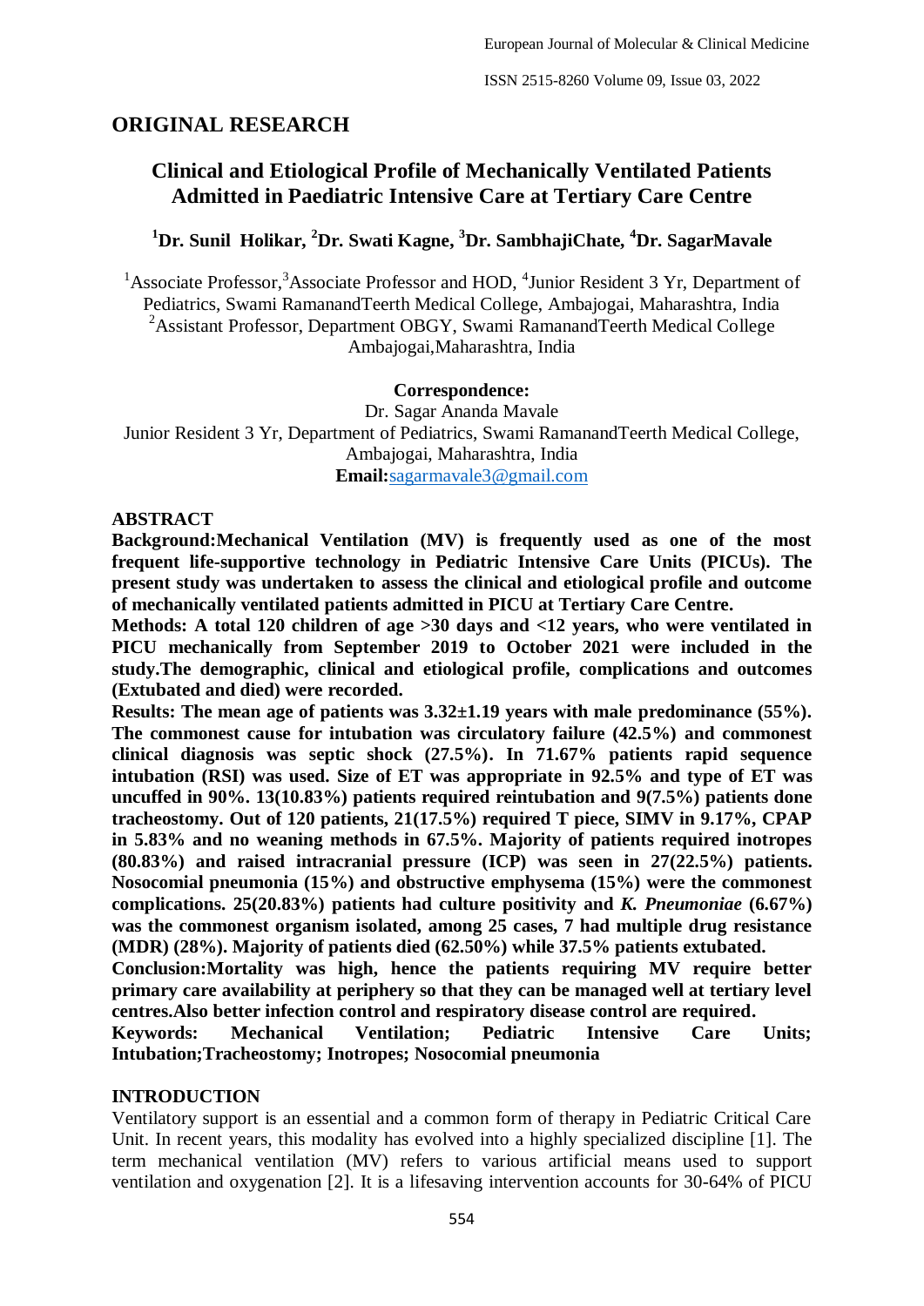## ORIGINAL RESEARCH

# Clinical and Etiological Profile of Mechanically Ventilated Patients Admitted in Paediatric Intensive Care at Tertiary Care Centre

**[1]Dr. Sunil Holikar, [2]Dr. Swati Kagne, [3]Dr. SambhajiChate, [4]Dr. SagarMavale**

[1]Associate Professor,[3]Associate Professor and HOD, [4]Junior Resident 3 Yr, Department of Pediatrics, Swami RamanandTeerth Medical College, Ambajogai, Maharashtra, India
[2]Assistant Professor, Department OBGY, Swami RamanandTeerth Medical College Ambajogai,Maharashtra, India

**Correspondence:**
Dr. Sagar Ananda Mavale
Junior Resident 3 Yr, Department of Pediatrics, Swami RamanandTeerth Medical College, Ambajogai, Maharashtra, India
**Email:**sagarmavale3@gmail.com

## ABSTRACT

**Background:Mechanical Ventilation (MV) is frequently used as one of the most frequent life-supportive technology in Pediatric Intensive Care Units (PICUs). The present study was undertaken to assess the clinical and etiological profile and outcome of mechanically ventilated patients admitted in PICU at Tertiary Care Centre.**

**Methods: A total 120 children of age >30 days and <12 years, who were ventilated in PICU mechanically from September 2019 to October 2021 were included in the study.The demographic, clinical and etiological profile, complications and outcomes (Extubated and died) were recorded.**

**Results: The mean age of patients was 3.32±1.19 years with male predominance (55%). The commonest cause for intubation was circulatory failure (42.5%) and commonest clinical diagnosis was septic shock (27.5%). In 71.67% patients rapid sequence intubation (RSI) was used. Size of ET was appropriate in 92.5% and type of ET was uncuffed in 90%. 13(10.83%) patients required reintubation and 9(7.5%) patients done tracheostomy. Out of 120 patients, 21(17.5%) required T piece, SIMV in 9.17%, CPAP in 5.83% and no weaning methods in 67.5%. Majority of patients required inotropes (80.83%) and raised intracranial pressure (ICP) was seen in 27(22.5%) patients. Nosocomial pneumonia (15%) and obstructive emphysema (15%) were the commonest complications. 25(20.83%) patients had culture positivity and *K. Pneumoniae* (6.67%) was the commonest organism isolated, among 25 cases, 7 had multiple drug resistance (MDR) (28%). Majority of patients died (62.50%) while 37.5% patients extubated.**

**Conclusion:Mortality was high, hence the patients requiring MV require better primary care availability at periphery so that they can be managed well at tertiary level centres.Also better infection control and respiratory disease control are required.**

**Keywords: Mechanical Ventilation; Pediatric Intensive Care Units; Intubation;Tracheostomy; Inotropes; Nosocomial pneumonia**

## INTRODUCTION

Ventilatory support is an essential and a common form of therapy in Pediatric Critical Care Unit. In recent years, this modality has evolved into a highly specialized discipline [1]. The term mechanical ventilation (MV) refers to various artificial means used to support ventilation and oxygenation [2]. It is a lifesaving intervention accounts for 30-64% of PICU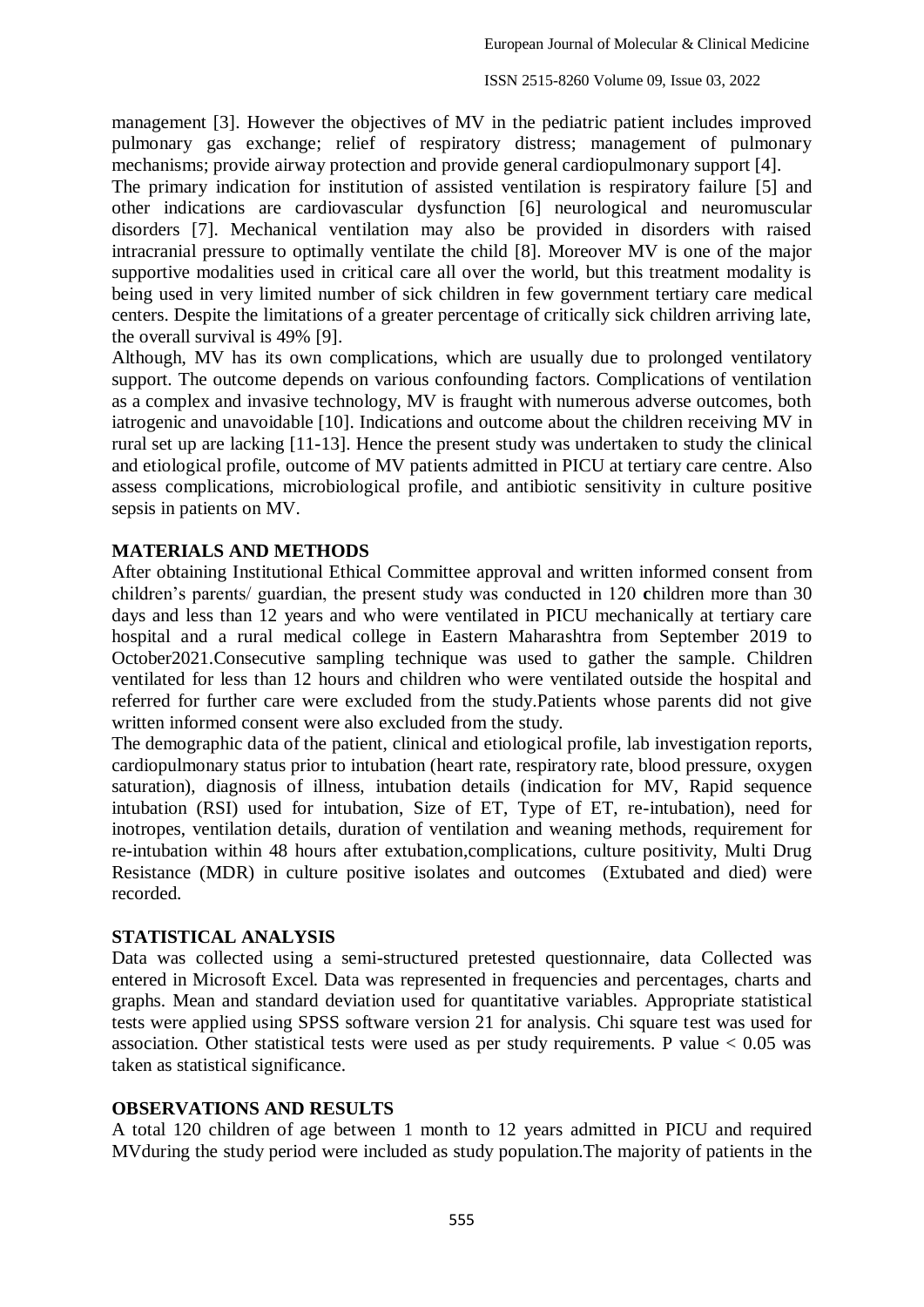management [3]. However the objectives of MV in the pediatric patient includes improved pulmonary gas exchange; relief of respiratory distress; management of pulmonary mechanisms; provide airway protection and provide general cardiopulmonary support [4].

The primary indication for institution of assisted ventilation is respiratory failure [5] and other indications are cardiovascular dysfunction [6] neurological and neuromuscular disorders [7]. Mechanical ventilation may also be provided in disorders with raised intracranial pressure to optimally ventilate the child [8]. Moreover MV is one of the major supportive modalities used in critical care all over the world, but this treatment modality is being used in very limited number of sick children in few government tertiary care medical centers. Despite the limitations of a greater percentage of critically sick children arriving late, the overall survival is 49% [9].

Although, MV has its own complications, which are usually due to prolonged ventilatory support. The outcome depends on various confounding factors. Complications of ventilation as a complex and invasive technology, MV is fraught with numerous adverse outcomes, both iatrogenic and unavoidable [10]. Indications and outcome about the children receiving MV in rural set up are lacking [11-13]. Hence the present study was undertaken to study the clinical and etiological profile, outcome of MV patients admitted in PICU at tertiary care centre. Also assess complications, microbiological profile, and antibiotic sensitivity in culture positive sepsis in patients on MV.

## MATERIALS AND METHODS

After obtaining Institutional Ethical Committee approval and written informed consent from children's parents/ guardian, the present study was conducted in 120 **c**hildren more than 30 days and less than 12 years and who were ventilated in PICU mechanically at tertiary care hospital and a rural medical college in Eastern Maharashtra from September 2019 to October2021.Consecutive sampling technique was used to gather the sample. Children ventilated for less than 12 hours and children who were ventilated outside the hospital and referred for further care were excluded from the study.Patients whose parents did not give written informed consent were also excluded from the study.

The demographic data of the patient, clinical and etiological profile, lab investigation reports, cardiopulmonary status prior to intubation (heart rate, respiratory rate, blood pressure, oxygen saturation), diagnosis of illness, intubation details (indication for MV, Rapid sequence intubation (RSI) used for intubation, Size of ET, Type of ET, re-intubation), need for inotropes, ventilation details, duration of ventilation and weaning methods, requirement for re-intubation within 48 hours after extubation,complications, culture positivity, Multi Drug Resistance (MDR) in culture positive isolates and outcomes (Extubated and died) were recorded.

## STATISTICAL ANALYSIS

Data was collected using a semi-structured pretested questionnaire, data Collected was entered in Microsoft Excel. Data was represented in frequencies and percentages, charts and graphs. Mean and standard deviation used for quantitative variables. Appropriate statistical tests were applied using SPSS software version 21 for analysis. Chi square test was used for association. Other statistical tests were used as per study requirements. P value $< 0.05$ was taken as statistical significance.

## OBSERVATIONS AND RESULTS

A total 120 children of age between 1 month to 12 years admitted in PICU and required MVduring the study period were included as study population.The majority of patients in the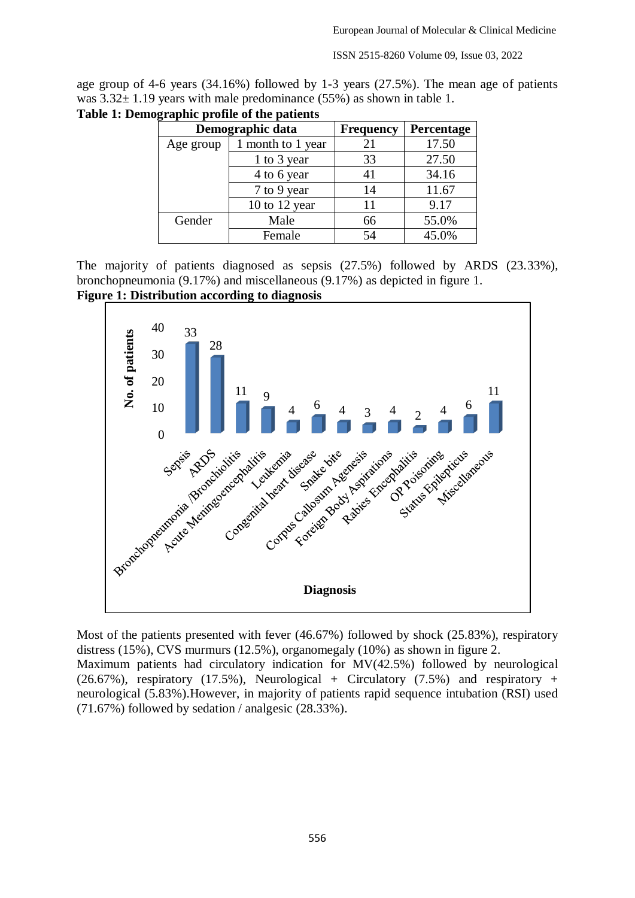age group of 4-6 years (34.16%) followed by 1-3 years (27.5%). The mean age of patients was 3.32± 1.19 years with male predominance (55%) as shown in table 1.

**Table 1: Demographic profile of the patients**

| Demographic data | | Frequency | Percentage |
|---|---|---|---|
| Age group | 1 month to 1 year | 21 | 17.50 |
| | 1 to 3 year | 33 | 27.50 |
| | 4 to 6 year | 41 | 34.16 |
| | 7 to 9 year | 14 | 11.67 |
| | 10 to 12 year | 11 | 9.17 |
| Gender | Male | 66 | 55.0% |
| | Female | 54 | 45.0% |

The majority of patients diagnosed as sepsis (27.5%) followed by ARDS (23.33%), bronchopneumonia (9.17%) and miscellaneous (9.17%) as depicted in figure 1.

**Figure 1: Distribution according to diagnosis**

| Diagnosis | No. of patients |
|---|---|
| Sepsis | 33 |
| ARDS | 28 |
| Bronchopneumonia /Bronchiolitis | 11 |
| Acute Meningoencephalitis | 9 |
| Leukemia | 4 |
| Congenital heart disease | 6 |
| Snake bite | 4 |
| Corpus Callosum Agenesis | 3 |
| Foreign Body Aspirations | 4 |
| Rabies Encephalitis | 2 |
| OP Poisoning | 4 |
| Status Epilepticus | 6 |
| Miscellaneous | 11 |

Most of the patients presented with fever (46.67%) followed by shock (25.83%), respiratory distress (15%), CVS murmurs (12.5%), organomegaly (10%) as shown in figure 2.

Maximum patients had circulatory indication for MV(42.5%) followed by neurological (26.67%), respiratory (17.5%), Neurological + Circulatory (7.5%) and respiratory + neurological (5.83%).However, in majority of patients rapid sequence intubation (RSI) used (71.67%) followed by sedation / analgesic (28.33%).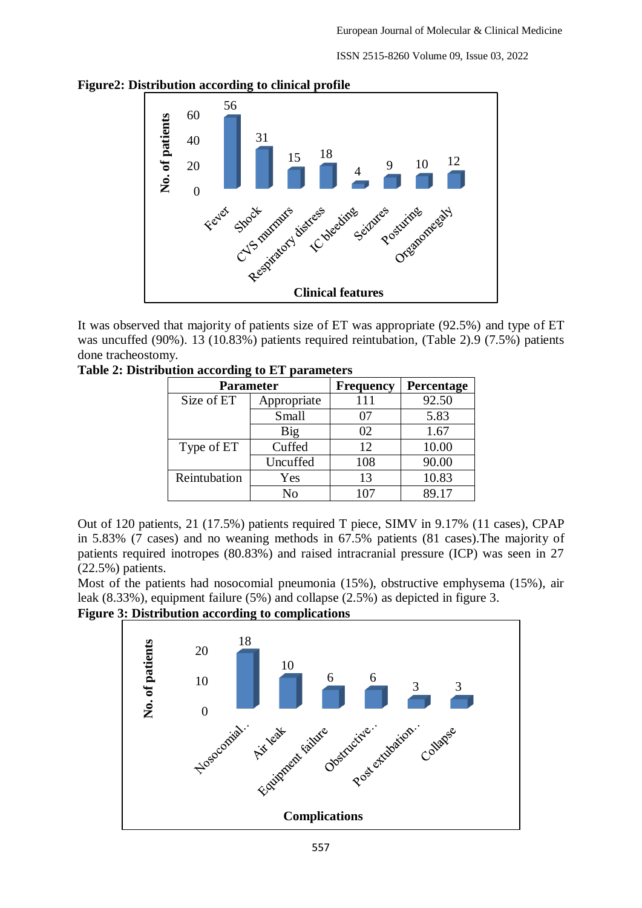**Figure2: Distribution according to clinical profile**

It was observed that majority of patients size of ET was appropriate (92.5%) and type of ET was uncuffed (90%). 13 (10.83%) patients required reintubation, (Table 2).9 (7.5%) patients done tracheostomy.

**Table 2: Distribution according to ET parameters**

| Parameter | | Frequency | Percentage |
|---|---|---|---|
| Size of ET | Appropriate | 111 | 92.50 |
| | Small | 07 | 5.83 |
| | Big | 02 | 1.67 |
| Type of ET | Cuffed | 12 | 10.00 |
| | Uncuffed | 108 | 90.00 |
| Reintubation | Yes | 13 | 10.83 |
| | No | 107 | 89.17 |

Out of 120 patients, 21 (17.5%) patients required T piece, SIMV in 9.17% (11 cases), CPAP in 5.83% (7 cases) and no weaning methods in 67.5% patients (81 cases).The majority of patients required inotropes (80.83%) and raised intracranial pressure (ICP) was seen in 27 (22.5%) patients.

Most of the patients had nosocomial pneumonia (15%), obstructive emphysema (15%), air leak (8.33%), equipment failure (5%) and collapse (2.5%) as depicted in figure 3.

**Figure 3: Distribution according to complications**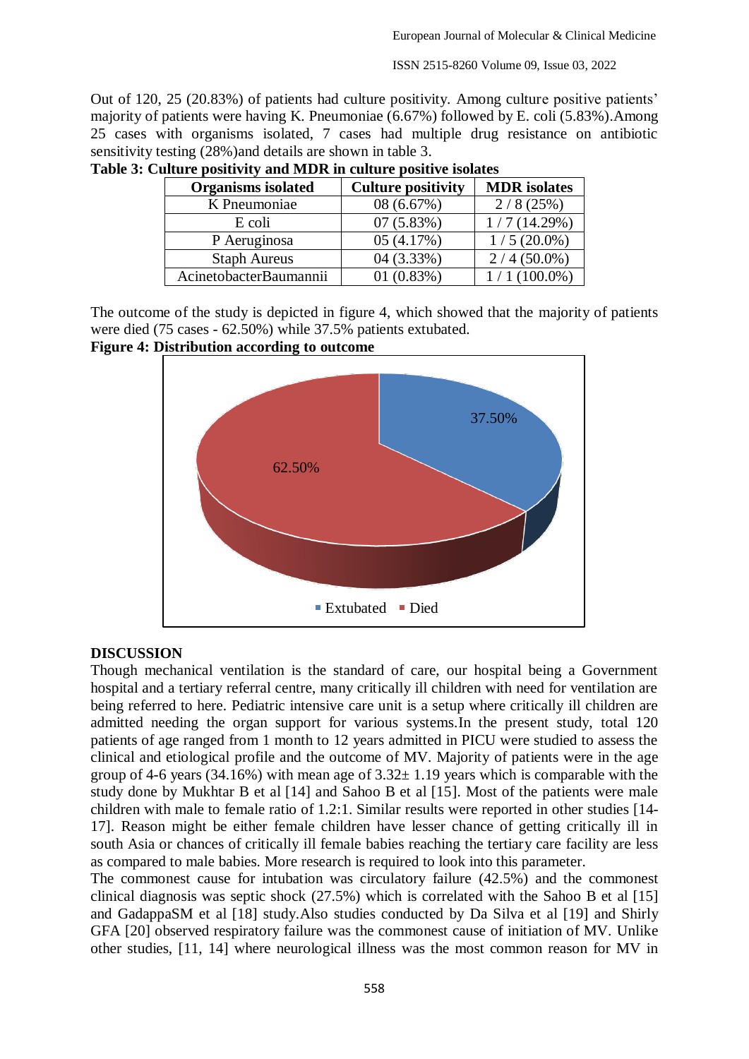Out of 120, 25 (20.83%) of patients had culture positivity. Among culture positive patients' majority of patients were having K. Pneumoniae (6.67%) followed by E. coli (5.83%).Among 25 cases with organisms isolated, 7 cases had multiple drug resistance on antibiotic sensitivity testing (28%)and details are shown in table 3.

**Table 3: Culture positivity and MDR in culture positive isolates**

| Organisms isolated | Culture positivity | MDR isolates |
|---|---|---|
| K Pneumoniae | 08 (6.67%) | 2 / 8 (25%) |
| E coli | 07 (5.83%) | 1 / 7 (14.29%) |
| P Aeruginosa | 05 (4.17%) | 1 / 5 (20.0%) |
| Staph Aureus | 04 (3.33%) | 2 / 4 (50.0%) |
| AcinetobacterBaumannii | 01 (0.83%) | 1 / 1 (100.0%) |

The outcome of the study is depicted in figure 4, which showed that the majority of patients were died (75 cases - 62.50%) while 37.5% patients extubated.

**Figure 4: Distribution according to outcome**

| Outcome | Percentage |
|---|---|
| Extubated | 37.50% |
| Died | 62.50% |

## DISCUSSION

Though mechanical ventilation is the standard of care, our hospital being a Government hospital and a tertiary referral centre, many critically ill children with need for ventilation are being referred to here. Pediatric intensive care unit is a setup where critically ill children are admitted needing the organ support for various systems.In the present study, total 120 patients of age ranged from 1 month to 12 years admitted in PICU were studied to assess the clinical and etiological profile and the outcome of MV. Majority of patients were in the age group of 4-6 years (34.16%) with mean age of 3.32± 1.19 years which is comparable with the study done by Mukhtar B et al [14] and Sahoo B et al [15]. Most of the patients were male children with male to female ratio of 1.2:1. Similar results were reported in other studies [14-17]. Reason might be either female children have lesser chance of getting critically ill in south Asia or chances of critically ill female babies reaching the tertiary care facility are less as compared to male babies. More research is required to look into this parameter.

The commonest cause for intubation was circulatory failure (42.5%) and the commonest clinical diagnosis was septic shock (27.5%) which is correlated with the Sahoo B et al [15] and GadappaSM et al [18] study.Also studies conducted by Da Silva et al [19] and Shirly GFA [20] observed respiratory failure was the commonest cause of initiation of MV. Unlike other studies, [11, 14] where neurological illness was the most common reason for MV in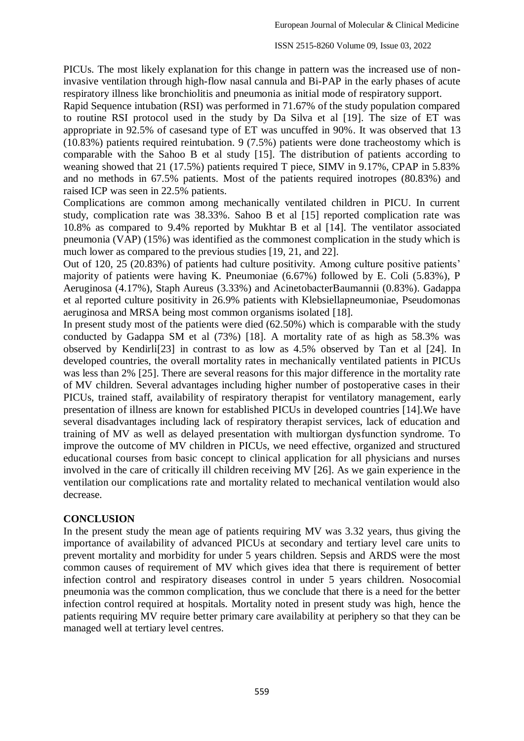PICUs. The most likely explanation for this change in pattern was the increased use of non-invasive ventilation through high-flow nasal cannula and Bi-PAP in the early phases of acute respiratory illness like bronchiolitis and pneumonia as initial mode of respiratory support.

Rapid Sequence intubation (RSI) was performed in 71.67% of the study population compared to routine RSI protocol used in the study by Da Silva et al [19]. The size of ET was appropriate in 92.5% of casesand type of ET was uncuffed in 90%. It was observed that 13 (10.83%) patients required reintubation. 9 (7.5%) patients were done tracheostomy which is comparable with the Sahoo B et al study [15]. The distribution of patients according to weaning showed that 21 (17.5%) patients required T piece, SIMV in 9.17%, CPAP in 5.83% and no methods in 67.5% patients. Most of the patients required inotropes (80.83%) and raised ICP was seen in 22.5% patients.

Complications are common among mechanically ventilated children in PICU. In current study, complication rate was 38.33%. Sahoo B et al [15] reported complication rate was 10.8% as compared to 9.4% reported by Mukhtar B et al [14]. The ventilator associated pneumonia (VAP) (15%) was identified as the commonest complication in the study which is much lower as compared to the previous studies [19, 21, and 22].

Out of 120, 25 (20.83%) of patients had culture positivity. Among culture positive patients' majority of patients were having K. Pneumoniae (6.67%) followed by E. Coli (5.83%), P Aeruginosa (4.17%), Staph Aureus (3.33%) and AcinetobacterBaumannii (0.83%). Gadappa et al reported culture positivity in 26.9% patients with Klebsiellapneumoniae, Pseudomonas aeruginosa and MRSA being most common organisms isolated [18].

In present study most of the patients were died (62.50%) which is comparable with the study conducted by Gadappa SM et al (73%) [18]. A mortality rate of as high as 58.3% was observed by Kendirli[23] in contrast to as low as 4.5% observed by Tan et al [24]. In developed countries, the overall mortality rates in mechanically ventilated patients in PICUs was less than 2% [25]. There are several reasons for this major difference in the mortality rate of MV children. Several advantages including higher number of postoperative cases in their PICUs, trained staff, availability of respiratory therapist for ventilatory management, early presentation of illness are known for established PICUs in developed countries [14].We have several disadvantages including lack of respiratory therapist services, lack of education and training of MV as well as delayed presentation with multiorgan dysfunction syndrome. To improve the outcome of MV children in PICUs, we need effective, organized and structured educational courses from basic concept to clinical application for all physicians and nurses involved in the care of critically ill children receiving MV [26]. As we gain experience in the ventilation our complications rate and mortality related to mechanical ventilation would also decrease.

## CONCLUSION

In the present study the mean age of patients requiring MV was 3.32 years, thus giving the importance of availability of advanced PICUs at secondary and tertiary level care units to prevent mortality and morbidity for under 5 years children. Sepsis and ARDS were the most common causes of requirement of MV which gives idea that there is requirement of better infection control and respiratory diseases control in under 5 years children. Nosocomial pneumonia was the common complication, thus we conclude that there is a need for the better infection control required at hospitals. Mortality noted in present study was high, hence the patients requiring MV require better primary care availability at periphery so that they can be managed well at tertiary level centres.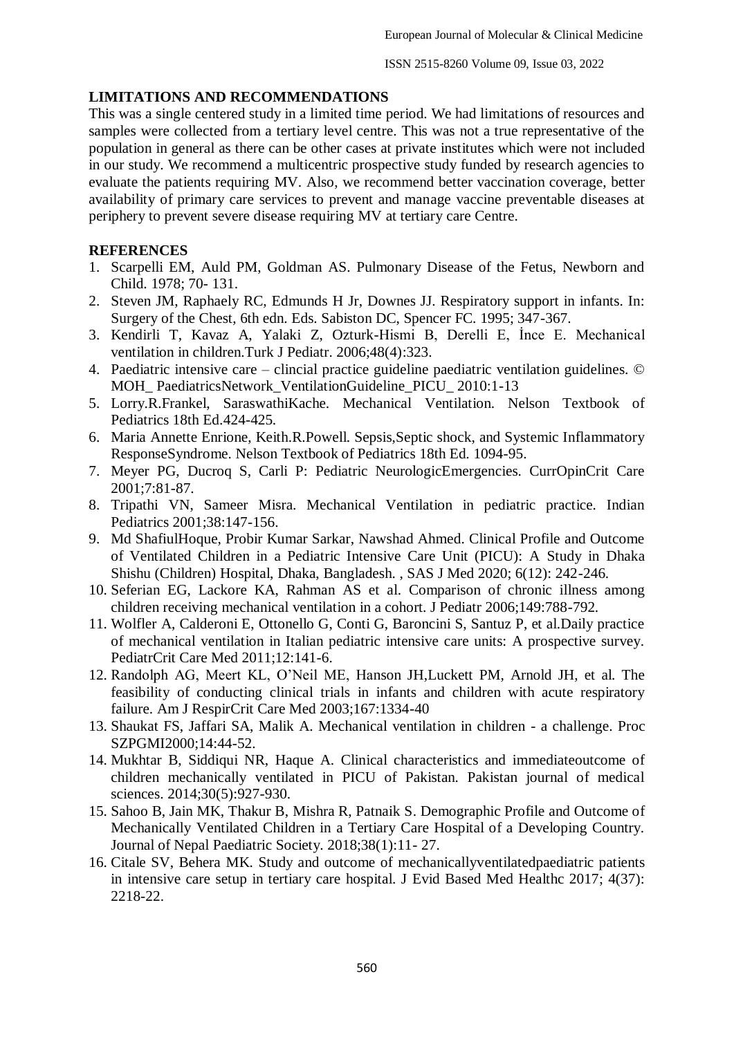## LIMITATIONS AND RECOMMENDATIONS

This was a single centered study in a limited time period. We had limitations of resources and samples were collected from a tertiary level centre. This was not a true representative of the population in general as there can be other cases at private institutes which were not included in our study. We recommend a multicentric prospective study funded by research agencies to evaluate the patients requiring MV. Also, we recommend better vaccination coverage, better availability of primary care services to prevent and manage vaccine preventable diseases at periphery to prevent severe disease requiring MV at tertiary care Centre.

## REFERENCES

1. Scarpelli EM, Auld PM, Goldman AS. Pulmonary Disease of the Fetus, Newborn and Child. 1978; 70- 131.
2. Steven JM, Raphaely RC, Edmunds H Jr, Downes JJ. Respiratory support in infants. In: Surgery of the Chest, 6th edn. Eds. Sabiston DC, Spencer FC. 1995; 347-367.
3. Kendirli T, Kavaz A, Yalaki Z, Ozturk-Hismi B, Derelli E, İnce E. Mechanical ventilation in children.Turk J Pediatr. 2006;48(4):323.
4. Paediatric intensive care – clincial practice guideline paediatric ventilation guidelines. © MOH_ PaediatricsNetwork_VentilationGuideline_PICU_ 2010:1-13
5. Lorry.R.Frankel, SaraswathiKache. Mechanical Ventilation. Nelson Textbook of Pediatrics 18th Ed.424-425.
6. Maria Annette Enrione, Keith.R.Powell. Sepsis,Septic shock, and Systemic Inflammatory ResponseSyndrome. Nelson Textbook of Pediatrics 18th Ed. 1094-95.
7. Meyer PG, Ducroq S, Carli P: Pediatric NeurologicEmergencies. CurrOpinCrit Care 2001;7:81-87.
8. Tripathi VN, Sameer Misra. Mechanical Ventilation in pediatric practice. Indian Pediatrics 2001;38:147-156.
9. Md ShafiulHoque, Probir Kumar Sarkar, Nawshad Ahmed. Clinical Profile and Outcome of Ventilated Children in a Pediatric Intensive Care Unit (PICU): A Study in Dhaka Shishu (Children) Hospital, Dhaka, Bangladesh. , SAS J Med 2020; 6(12): 242-246.
10. Seferian EG, Lackore KA, Rahman AS et al. Comparison of chronic illness among children receiving mechanical ventilation in a cohort. J Pediatr 2006;149:788-792.
11. Wolfler A, Calderoni E, Ottonello G, Conti G, Baroncini S, Santuz P, et al.Daily practice of mechanical ventilation in Italian pediatric intensive care units: A prospective survey. PediatrCrit Care Med 2011;12:141-6.
12. Randolph AG, Meert KL, O'Neil ME, Hanson JH,Luckett PM, Arnold JH, et al. The feasibility of conducting clinical trials in infants and children with acute respiratory failure. Am J RespirCrit Care Med 2003;167:1334-40
13. Shaukat FS, Jaffari SA, Malik A. Mechanical ventilation in children - a challenge. Proc SZPGMI2000;14:44-52.
14. Mukhtar B, Siddiqui NR, Haque A. Clinical characteristics and immediateoutcome of children mechanically ventilated in PICU of Pakistan. Pakistan journal of medical sciences. 2014;30(5):927-930.
15. Sahoo B, Jain MK, Thakur B, Mishra R, Patnaik S. Demographic Profile and Outcome of Mechanically Ventilated Children in a Tertiary Care Hospital of a Developing Country. Journal of Nepal Paediatric Society. 2018;38(1):11- 27.
16. Citale SV, Behera MK. Study and outcome of mechanicallyventilatedpaediatric patients in intensive care setup in tertiary care hospital. J Evid Based Med Healthc 2017; 4(37): 2218-22.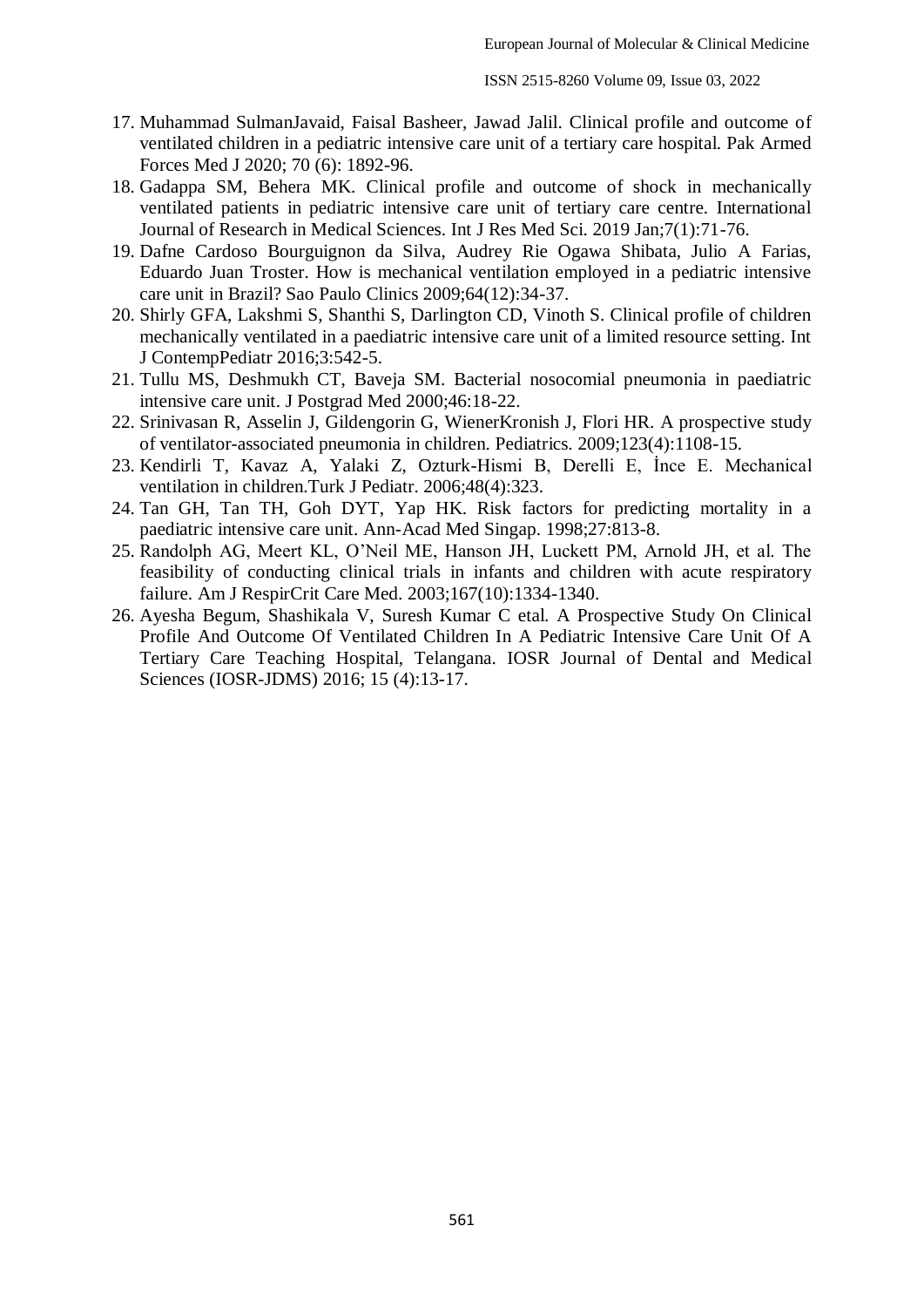17. Muhammad SulmanJavaid, Faisal Basheer, Jawad Jalil. Clinical profile and outcome of ventilated children in a pediatric intensive care unit of a tertiary care hospital. Pak Armed Forces Med J 2020; 70 (6): 1892-96.
18. Gadappa SM, Behera MK. Clinical profile and outcome of shock in mechanically ventilated patients in pediatric intensive care unit of tertiary care centre. International Journal of Research in Medical Sciences. Int J Res Med Sci. 2019 Jan;7(1):71-76.
19. Dafne Cardoso Bourguignon da Silva, Audrey Rie Ogawa Shibata, Julio A Farias, Eduardo Juan Troster. How is mechanical ventilation employed in a pediatric intensive care unit in Brazil? Sao Paulo Clinics 2009;64(12):34-37.
20. Shirly GFA, Lakshmi S, Shanthi S, Darlington CD, Vinoth S. Clinical profile of children mechanically ventilated in a paediatric intensive care unit of a limited resource setting. Int J ContempPediatr 2016;3:542-5.
21. Tullu MS, Deshmukh CT, Baveja SM. Bacterial nosocomial pneumonia in paediatric intensive care unit. J Postgrad Med 2000;46:18-22.
22. Srinivasan R, Asselin J, Gildengorin G, WienerKronish J, Flori HR. A prospective study of ventilator-associated pneumonia in children. Pediatrics. 2009;123(4):1108-15.
23. Kendirli T, Kavaz A, Yalaki Z, Ozturk-Hismi B, Derelli E, İnce E. Mechanical ventilation in children.Turk J Pediatr. 2006;48(4):323.
24. Tan GH, Tan TH, Goh DYT, Yap HK. Risk factors for predicting mortality in a paediatric intensive care unit. Ann-Acad Med Singap. 1998;27:813-8.
25. Randolph AG, Meert KL, O'Neil ME, Hanson JH, Luckett PM, Arnold JH, et al. The feasibility of conducting clinical trials in infants and children with acute respiratory failure. Am J RespirCrit Care Med. 2003;167(10):1334-1340.
26. Ayesha Begum, Shashikala V, Suresh Kumar C etal. A Prospective Study On Clinical Profile And Outcome Of Ventilated Children In A Pediatric Intensive Care Unit Of A Tertiary Care Teaching Hospital, Telangana. IOSR Journal of Dental and Medical Sciences (IOSR-JDMS) 2016; 15 (4):13-17.